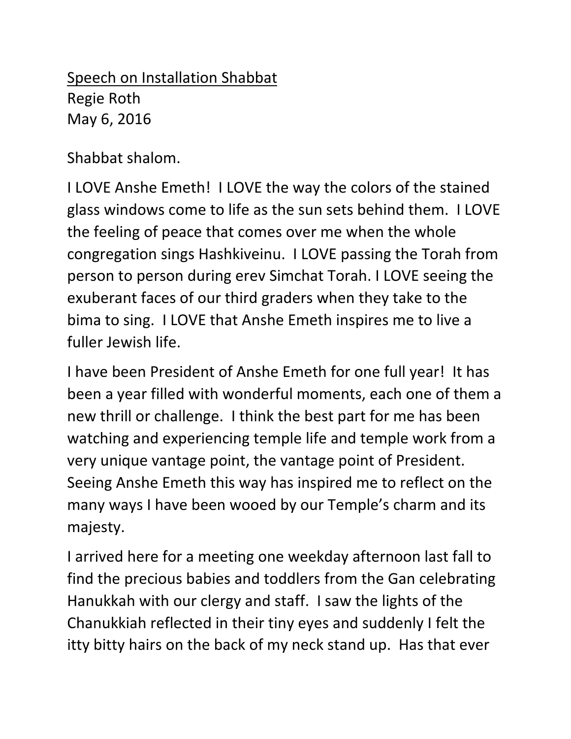<u>Speech on Installation Shabbat</u>
Regie Roth
May 6, 2016

Shabbat shalom.

I LOVE Anshe Emeth! I LOVE the way the colors of the stained glass windows come to life as the sun sets behind them. I LOVE the feeling of peace that comes over me when the whole congregation sings Hashkiveinu. I LOVE passing the Torah from person to person during erev Simchat Torah. I LOVE seeing the exuberant faces of our third graders when they take to the bima to sing. I LOVE that Anshe Emeth inspires me to live a fuller Jewish life.

I have been President of Anshe Emeth for one full year! It has been a year filled with wonderful moments, each one of them a new thrill or challenge. I think the best part for me has been watching and experiencing temple life and temple work from a very unique vantage point, the vantage point of President. Seeing Anshe Emeth this way has inspired me to reflect on the many ways I have been wooed by our Temple's charm and its majesty.

I arrived here for a meeting one weekday afternoon last fall to find the precious babies and toddlers from the Gan celebrating Hanukkah with our clergy and staff. I saw the lights of the Chanukkiah reflected in their tiny eyes and suddenly I felt the itty bitty hairs on the back of my neck stand up. Has that ever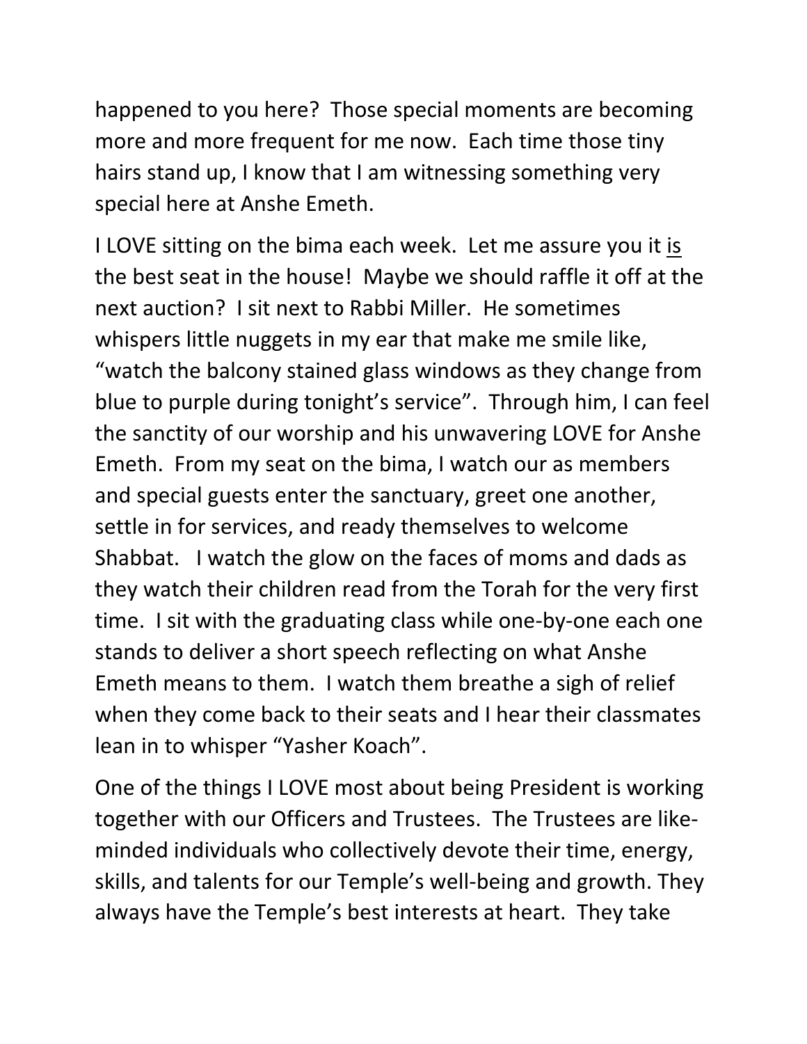happened to you here? Those special moments are becoming more and more frequent for me now. Each time those tiny hairs stand up, I know that I am witnessing something very special here at Anshe Emeth.

I LOVE sitting on the bima each week. Let me assure you it <u>is</u> the best seat in the house! Maybe we should raffle it off at the next auction? I sit next to Rabbi Miller. He sometimes whispers little nuggets in my ear that make me smile like, "watch the balcony stained glass windows as they change from blue to purple during tonight's service". Through him, I can feel the sanctity of our worship and his unwavering LOVE for Anshe Emeth. From my seat on the bima, I watch our as members and special guests enter the sanctuary, greet one another, settle in for services, and ready themselves to welcome Shabbat. I watch the glow on the faces of moms and dads as they watch their children read from the Torah for the very first time. I sit with the graduating class while one-by-one each one stands to deliver a short speech reflecting on what Anshe Emeth means to them. I watch them breathe a sigh of relief when they come back to their seats and I hear their classmates lean in to whisper "Yasher Koach".

One of the things I LOVE most about being President is working together with our Officers and Trustees. The Trustees are like-minded individuals who collectively devote their time, energy, skills, and talents for our Temple's well-being and growth. They always have the Temple's best interests at heart. They take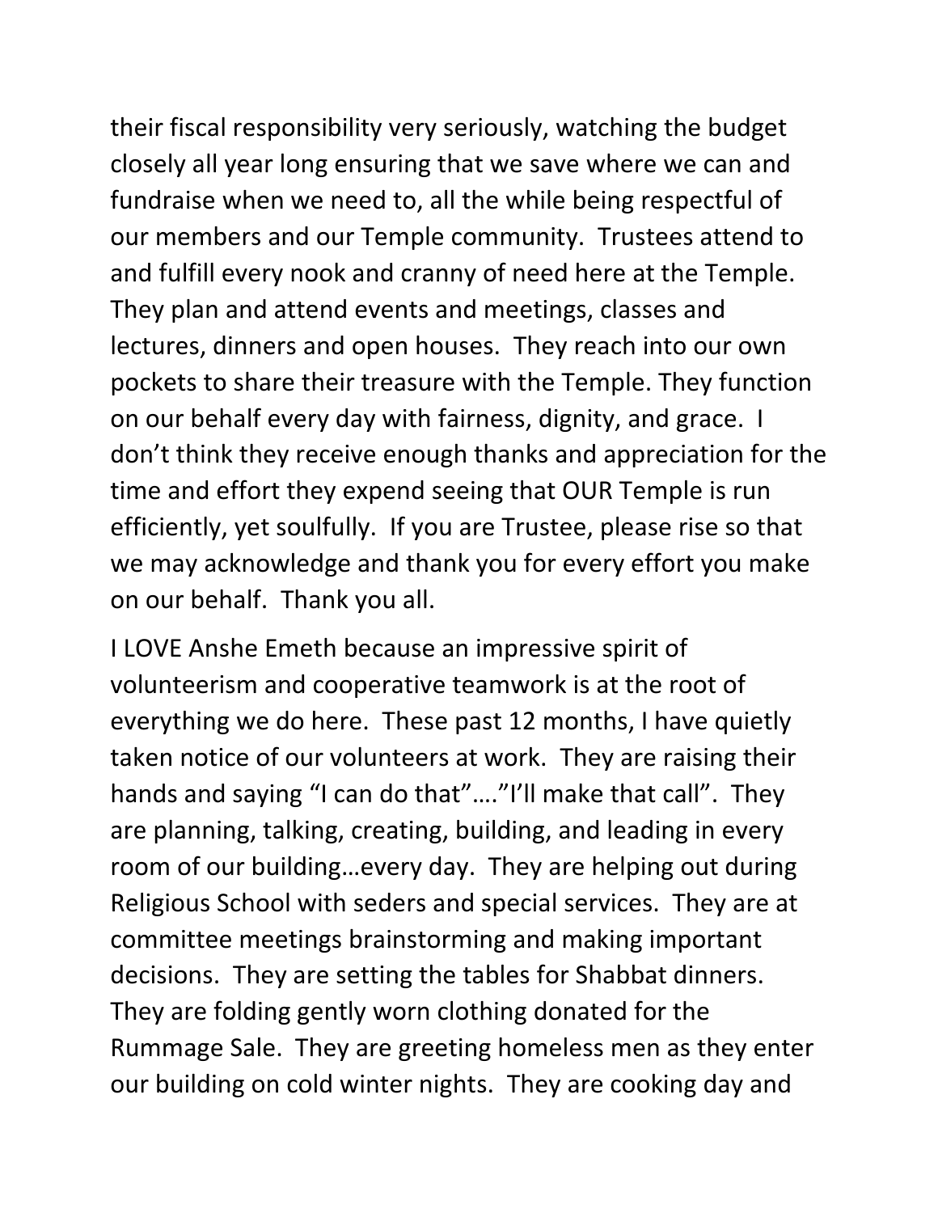their fiscal responsibility very seriously, watching the budget closely all year long ensuring that we save where we can and fundraise when we need to, all the while being respectful of our members and our Temple community. Trustees attend to and fulfill every nook and cranny of need here at the Temple. They plan and attend events and meetings, classes and lectures, dinners and open houses. They reach into our own pockets to share their treasure with the Temple. They function on our behalf every day with fairness, dignity, and grace. I don't think they receive enough thanks and appreciation for the time and effort they expend seeing that OUR Temple is run efficiently, yet soulfully. If you are Trustee, please rise so that we may acknowledge and thank you for every effort you make on our behalf. Thank you all.

I LOVE Anshe Emeth because an impressive spirit of volunteerism and cooperative teamwork is at the root of everything we do here. These past 12 months, I have quietly taken notice of our volunteers at work. They are raising their hands and saying "I can do that"…."I'll make that call". They are planning, talking, creating, building, and leading in every room of our building…every day. They are helping out during Religious School with seders and special services. They are at committee meetings brainstorming and making important decisions. They are setting the tables for Shabbat dinners. They are folding gently worn clothing donated for the Rummage Sale. They are greeting homeless men as they enter our building on cold winter nights. They are cooking day and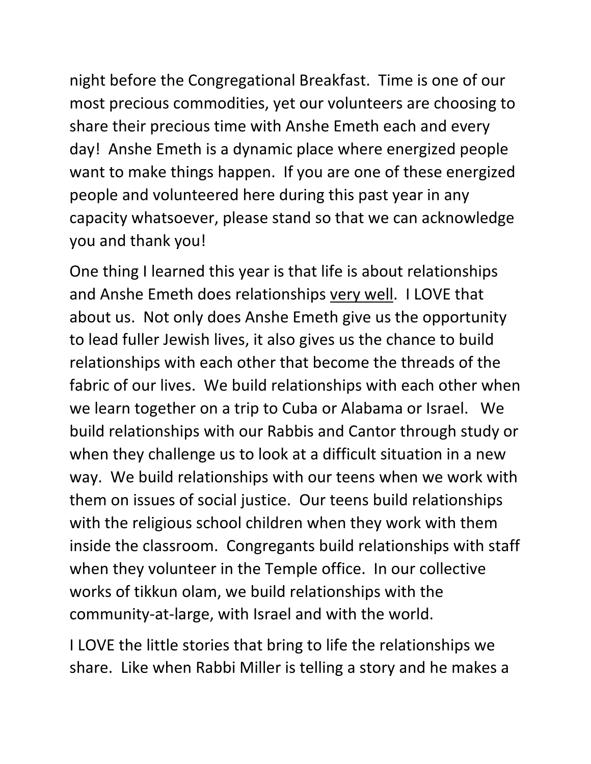night before the Congregational Breakfast. Time is one of our most precious commodities, yet our volunteers are choosing to share their precious time with Anshe Emeth each and every day! Anshe Emeth is a dynamic place where energized people want to make things happen. If you are one of these energized people and volunteered here during this past year in any capacity whatsoever, please stand so that we can acknowledge you and thank you!

One thing I learned this year is that life is about relationships and Anshe Emeth does relationships <u>very well</u>. I LOVE that about us. Not only does Anshe Emeth give us the opportunity to lead fuller Jewish lives, it also gives us the chance to build relationships with each other that become the threads of the fabric of our lives. We build relationships with each other when we learn together on a trip to Cuba or Alabama or Israel. We build relationships with our Rabbis and Cantor through study or when they challenge us to look at a difficult situation in a new way. We build relationships with our teens when we work with them on issues of social justice. Our teens build relationships with the religious school children when they work with them inside the classroom. Congregants build relationships with staff when they volunteer in the Temple office. In our collective works of tikkun olam, we build relationships with the community-at-large, with Israel and with the world.

I LOVE the little stories that bring to life the relationships we share. Like when Rabbi Miller is telling a story and he makes a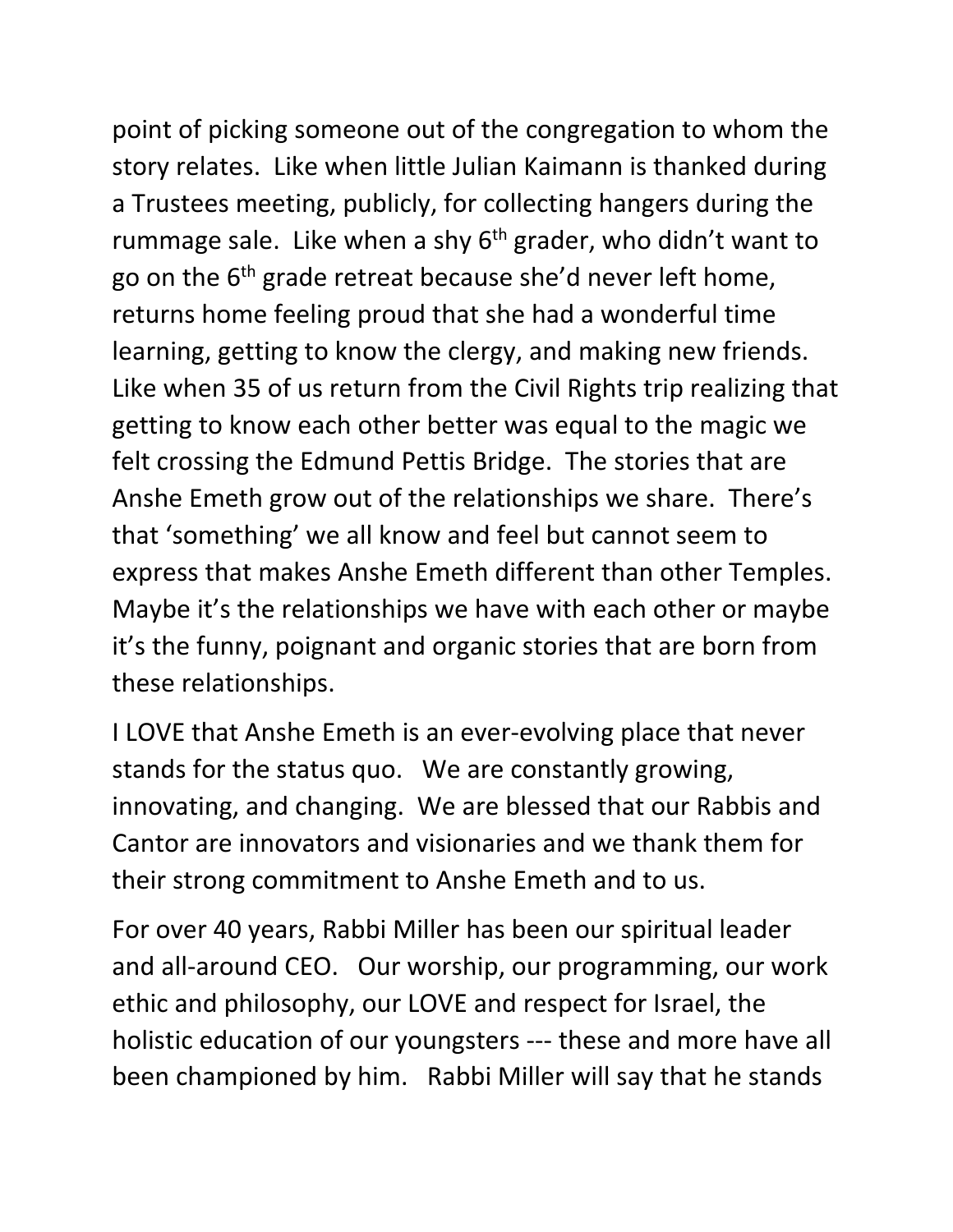point of picking someone out of the congregation to whom the story relates. Like when little Julian Kaimann is thanked during a Trustees meeting, publicly, for collecting hangers during the rummage sale. Like when a shy 6th grader, who didn't want to go on the 6th grade retreat because she'd never left home, returns home feeling proud that she had a wonderful time learning, getting to know the clergy, and making new friends. Like when 35 of us return from the Civil Rights trip realizing that getting to know each other better was equal to the magic we felt crossing the Edmund Pettis Bridge. The stories that are Anshe Emeth grow out of the relationships we share. There's that 'something' we all know and feel but cannot seem to express that makes Anshe Emeth different than other Temples. Maybe it's the relationships we have with each other or maybe it's the funny, poignant and organic stories that are born from these relationships.

I LOVE that Anshe Emeth is an ever-evolving place that never stands for the status quo. We are constantly growing, innovating, and changing. We are blessed that our Rabbis and Cantor are innovators and visionaries and we thank them for their strong commitment to Anshe Emeth and to us.

For over 40 years, Rabbi Miller has been our spiritual leader and all-around CEO. Our worship, our programming, our work ethic and philosophy, our LOVE and respect for Israel, the holistic education of our youngsters --- these and more have all been championed by him. Rabbi Miller will say that he stands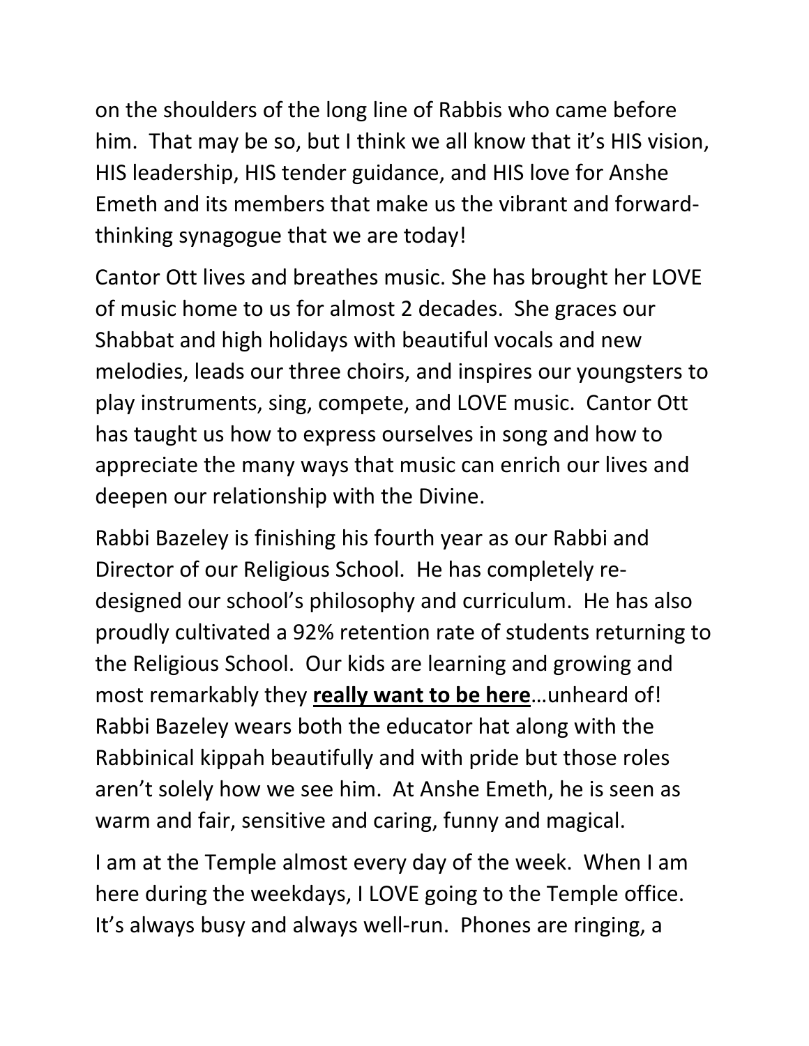on the shoulders of the long line of Rabbis who came before him. That may be so, but I think we all know that it's HIS vision, HIS leadership, HIS tender guidance, and HIS love for Anshe Emeth and its members that make us the vibrant and forward-thinking synagogue that we are today!

Cantor Ott lives and breathes music. She has brought her LOVE of music home to us for almost 2 decades. She graces our Shabbat and high holidays with beautiful vocals and new melodies, leads our three choirs, and inspires our youngsters to play instruments, sing, compete, and LOVE music. Cantor Ott has taught us how to express ourselves in song and how to appreciate the many ways that music can enrich our lives and deepen our relationship with the Divine.

Rabbi Bazeley is finishing his fourth year as our Rabbi and Director of our Religious School. He has completely re-designed our school's philosophy and curriculum. He has also proudly cultivated a 92% retention rate of students returning to the Religious School. Our kids are learning and growing and most remarkably they **<u>really want to be here</u>**…unheard of! Rabbi Bazeley wears both the educator hat along with the Rabbinical kippah beautifully and with pride but those roles aren't solely how we see him. At Anshe Emeth, he is seen as warm and fair, sensitive and caring, funny and magical.

I am at the Temple almost every day of the week. When I am here during the weekdays, I LOVE going to the Temple office. It's always busy and always well-run. Phones are ringing, a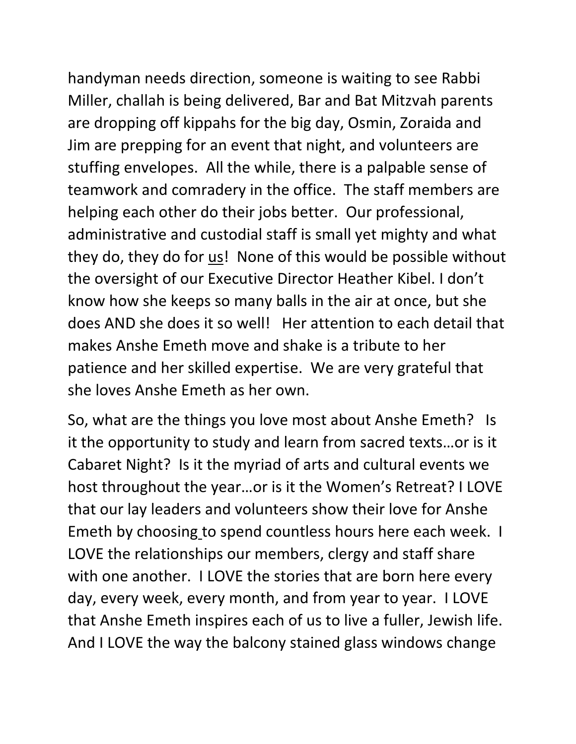handyman needs direction, someone is waiting to see Rabbi Miller, challah is being delivered, Bar and Bat Mitzvah parents are dropping off kippahs for the big day, Osmin, Zoraida and Jim are prepping for an event that night, and volunteers are stuffing envelopes. All the while, there is a palpable sense of teamwork and comradery in the office. The staff members are helping each other do their jobs better. Our professional, administrative and custodial staff is small yet mighty and what they do, they do for <u>us</u>! None of this would be possible without the oversight of our Executive Director Heather Kibel. I don't know how she keeps so many balls in the air at once, but she does AND she does it so well! Her attention to each detail that makes Anshe Emeth move and shake is a tribute to her patience and her skilled expertise. We are very grateful that she loves Anshe Emeth as her own.

So, what are the things you love most about Anshe Emeth? Is it the opportunity to study and learn from sacred texts…or is it Cabaret Night? Is it the myriad of arts and cultural events we host throughout the year…or is it the Women's Retreat? I LOVE that our lay leaders and volunteers show their love for Anshe Emeth by choosing to spend countless hours here each week. I LOVE the relationships our members, clergy and staff share with one another. I LOVE the stories that are born here every day, every week, every month, and from year to year. I LOVE that Anshe Emeth inspires each of us to live a fuller, Jewish life. And I LOVE the way the balcony stained glass windows change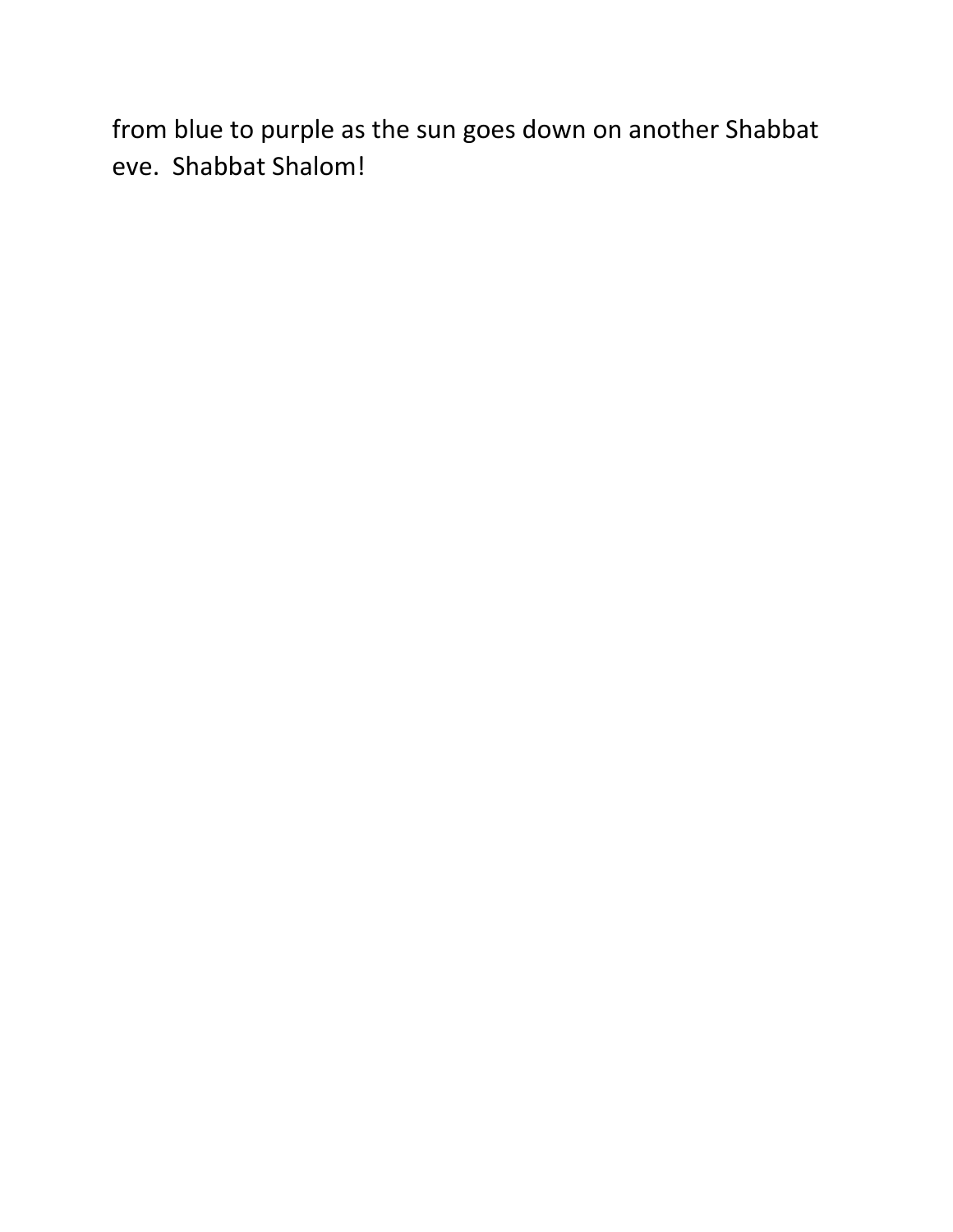from blue to purple as the sun goes down on another Shabbat eve. Shabbat Shalom!